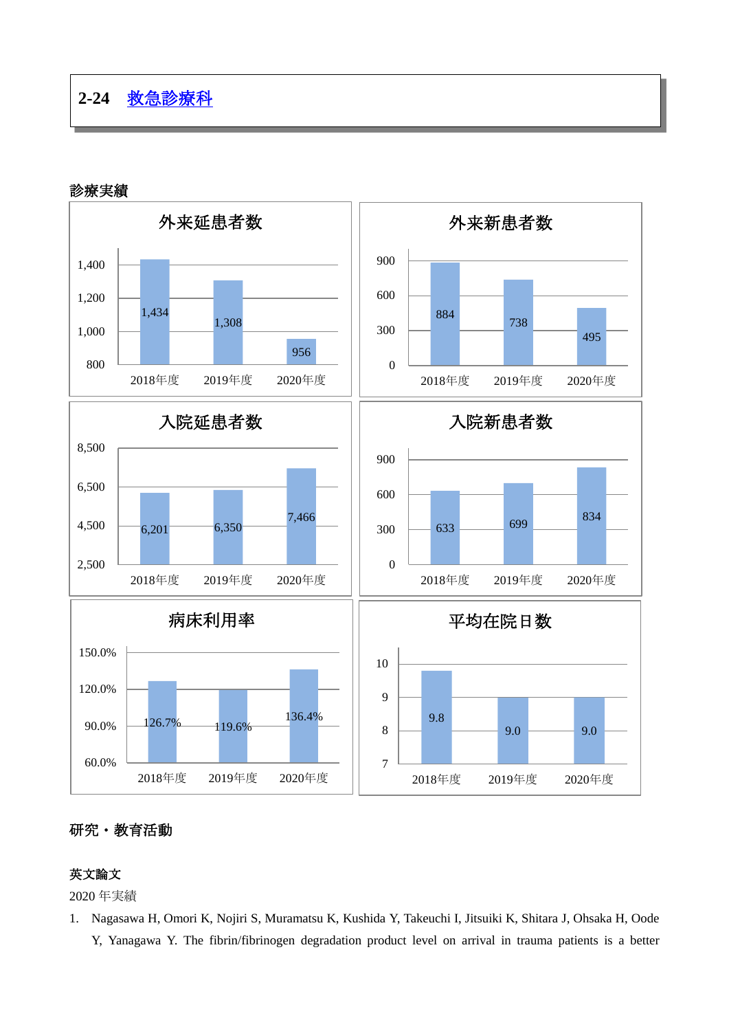# 2-24　救急診療科

## 診療実績

**外来延患者数**

| 年度 | 外来延患者数 |
|---|---|
| 2018年度 | 1,434 |
| 2019年度 | 1,308 |
| 2020年度 | 956 |

**外来新患者数**

| 年度 | 外来新患者数 |
|---|---|
| 2018年度 | 884 |
| 2019年度 | 738 |
| 2020年度 | 495 |

**入院延患者数**

| 年度 | 入院延患者数 |
|---|---|
| 2018年度 | 6,201 |
| 2019年度 | 6,350 |
| 2020年度 | 7,466 |

**入院新患者数**

| 年度 | 入院新患者数 |
|---|---|
| 2018年度 | 633 |
| 2019年度 | 699 |
| 2020年度 | 834 |

**病床利用率**

| 年度 | 病床利用率 |
|---|---|
| 2018年度 | 126.7% |
| 2019年度 | 119.6% |
| 2020年度 | 136.4% |

**平均在院日数**

| 年度 | 平均在院日数 |
|---|---|
| 2018年度 | 9.8 |
| 2019年度 | 9.0 |
| 2020年度 | 9.0 |

## 研究・教育活動

### 英文論文

2020 年実績

1. Nagasawa H, Omori K, Nojiri S, Muramatsu K, Kushida Y, Takeuchi I, Jitsuiki K, Shitara J, Ohsaka H, Oode Y, Yanagawa Y. The fibrin/fibrinogen degradation product level on arrival in trauma patients is a better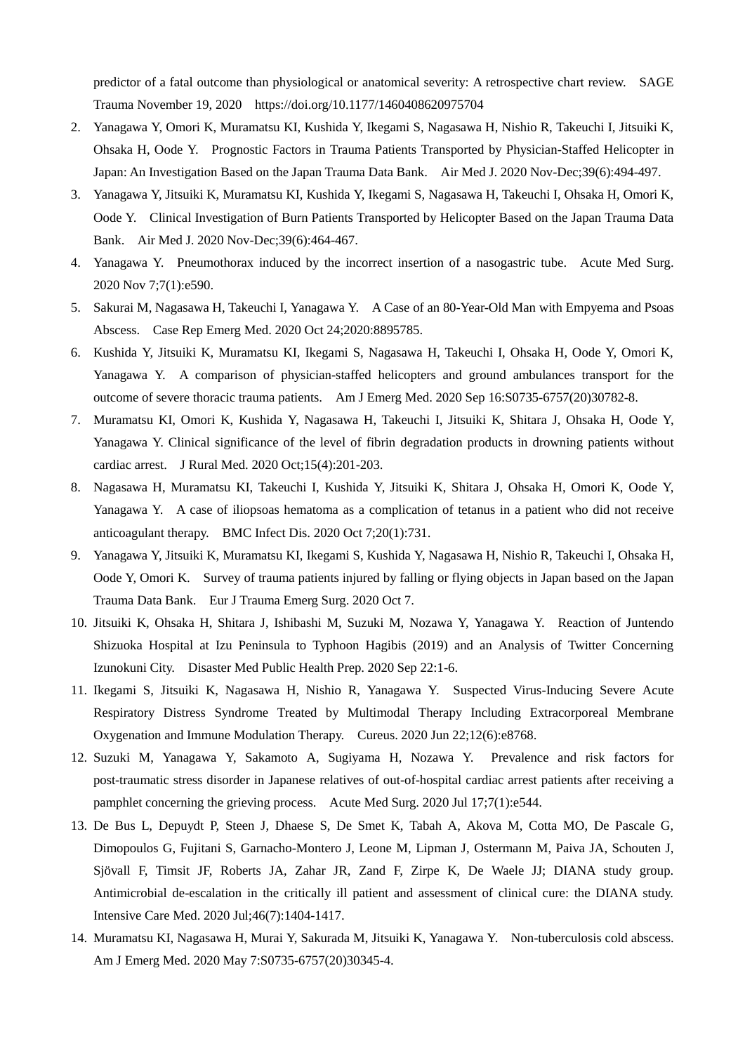predictor of a fatal outcome than physiological or anatomical severity: A retrospective chart review. SAGE Trauma November 19, 2020 https://doi.org/10.1177/1460408620975704

2. Yanagawa Y, Omori K, Muramatsu KI, Kushida Y, Ikegami S, Nagasawa H, Nishio R, Takeuchi I, Jitsuiki K, Ohsaka H, Oode Y. Prognostic Factors in Trauma Patients Transported by Physician-Staffed Helicopter in Japan: An Investigation Based on the Japan Trauma Data Bank. Air Med J. 2020 Nov-Dec;39(6):494-497.
3. Yanagawa Y, Jitsuiki K, Muramatsu KI, Kushida Y, Ikegami S, Nagasawa H, Takeuchi I, Ohsaka H, Omori K, Oode Y. Clinical Investigation of Burn Patients Transported by Helicopter Based on the Japan Trauma Data Bank. Air Med J. 2020 Nov-Dec;39(6):464-467.
4. Yanagawa Y. Pneumothorax induced by the incorrect insertion of a nasogastric tube. Acute Med Surg. 2020 Nov 7;7(1):e590.
5. Sakurai M, Nagasawa H, Takeuchi I, Yanagawa Y. A Case of an 80-Year-Old Man with Empyema and Psoas Abscess. Case Rep Emerg Med. 2020 Oct 24;2020:8895785.
6. Kushida Y, Jitsuiki K, Muramatsu KI, Ikegami S, Nagasawa H, Takeuchi I, Ohsaka H, Oode Y, Omori K, Yanagawa Y. A comparison of physician-staffed helicopters and ground ambulances transport for the outcome of severe thoracic trauma patients. Am J Emerg Med. 2020 Sep 16:S0735-6757(20)30782-8.
7. Muramatsu KI, Omori K, Kushida Y, Nagasawa H, Takeuchi I, Jitsuiki K, Shitara J, Ohsaka H, Oode Y, Yanagawa Y. Clinical significance of the level of fibrin degradation products in drowning patients without cardiac arrest. J Rural Med. 2020 Oct;15(4):201-203.
8. Nagasawa H, Muramatsu KI, Takeuchi I, Kushida Y, Jitsuiki K, Shitara J, Ohsaka H, Omori K, Oode Y, Yanagawa Y. A case of iliopsoas hematoma as a complication of tetanus in a patient who did not receive anticoagulant therapy. BMC Infect Dis. 2020 Oct 7;20(1):731.
9. Yanagawa Y, Jitsuiki K, Muramatsu KI, Ikegami S, Kushida Y, Nagasawa H, Nishio R, Takeuchi I, Ohsaka H, Oode Y, Omori K. Survey of trauma patients injured by falling or flying objects in Japan based on the Japan Trauma Data Bank. Eur J Trauma Emerg Surg. 2020 Oct 7.
10. Jitsuiki K, Ohsaka H, Shitara J, Ishibashi M, Suzuki M, Nozawa Y, Yanagawa Y. Reaction of Juntendo Shizuoka Hospital at Izu Peninsula to Typhoon Hagibis (2019) and an Analysis of Twitter Concerning Izunokuni City. Disaster Med Public Health Prep. 2020 Sep 22:1-6.
11. Ikegami S, Jitsuiki K, Nagasawa H, Nishio R, Yanagawa Y. Suspected Virus-Inducing Severe Acute Respiratory Distress Syndrome Treated by Multimodal Therapy Including Extracorporeal Membrane Oxygenation and Immune Modulation Therapy. Cureus. 2020 Jun 22;12(6):e8768.
12. Suzuki M, Yanagawa Y, Sakamoto A, Sugiyama H, Nozawa Y. Prevalence and risk factors for post-traumatic stress disorder in Japanese relatives of out-of-hospital cardiac arrest patients after receiving a pamphlet concerning the grieving process. Acute Med Surg. 2020 Jul 17;7(1):e544.
13. De Bus L, Depuydt P, Steen J, Dhaese S, De Smet K, Tabah A, Akova M, Cotta MO, De Pascale G, Dimopoulos G, Fujitani S, Garnacho-Montero J, Leone M, Lipman J, Ostermann M, Paiva JA, Schouten J, Sjövall F, Timsit JF, Roberts JA, Zahar JR, Zand F, Zirpe K, De Waele JJ; DIANA study group. Antimicrobial de-escalation in the critically ill patient and assessment of clinical cure: the DIANA study. Intensive Care Med. 2020 Jul;46(7):1404-1417.
14. Muramatsu KI, Nagasawa H, Murai Y, Sakurada M, Jitsuiki K, Yanagawa Y. Non-tuberculosis cold abscess. Am J Emerg Med. 2020 May 7:S0735-6757(20)30345-4.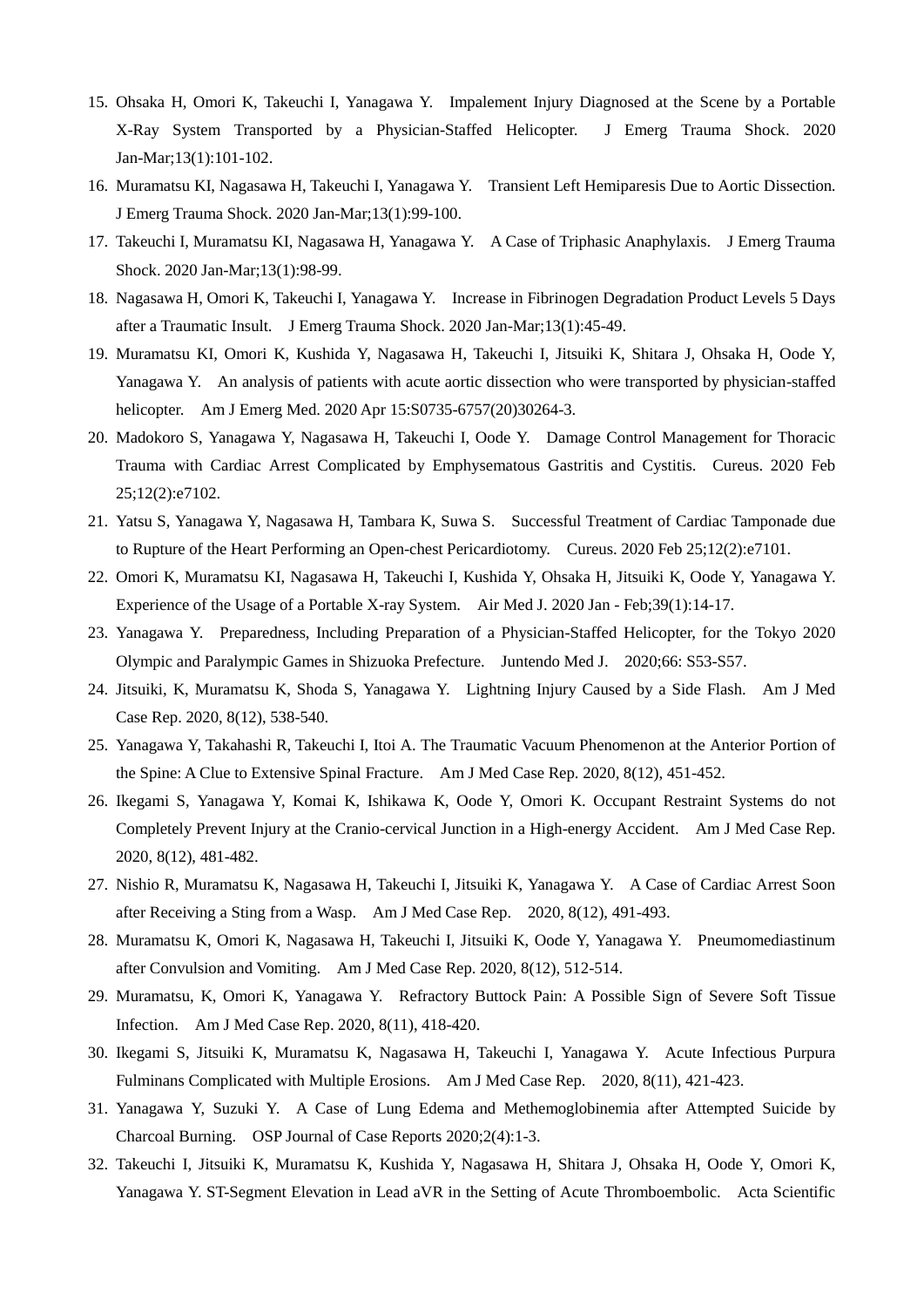15. Ohsaka H, Omori K, Takeuchi I, Yanagawa Y. Impalement Injury Diagnosed at the Scene by a Portable X-Ray System Transported by a Physician-Staffed Helicopter. J Emerg Trauma Shock. 2020 Jan-Mar;13(1):101-102.
16. Muramatsu KI, Nagasawa H, Takeuchi I, Yanagawa Y. Transient Left Hemiparesis Due to Aortic Dissection. J Emerg Trauma Shock. 2020 Jan-Mar;13(1):99-100.
17. Takeuchi I, Muramatsu KI, Nagasawa H, Yanagawa Y. A Case of Triphasic Anaphylaxis. J Emerg Trauma Shock. 2020 Jan-Mar;13(1):98-99.
18. Nagasawa H, Omori K, Takeuchi I, Yanagawa Y. Increase in Fibrinogen Degradation Product Levels 5 Days after a Traumatic Insult. J Emerg Trauma Shock. 2020 Jan-Mar;13(1):45-49.
19. Muramatsu KI, Omori K, Kushida Y, Nagasawa H, Takeuchi I, Jitsuiki K, Shitara J, Ohsaka H, Oode Y, Yanagawa Y. An analysis of patients with acute aortic dissection who were transported by physician-staffed helicopter. Am J Emerg Med. 2020 Apr 15:S0735-6757(20)30264-3.
20. Madokoro S, Yanagawa Y, Nagasawa H, Takeuchi I, Oode Y. Damage Control Management for Thoracic Trauma with Cardiac Arrest Complicated by Emphysematous Gastritis and Cystitis. Cureus. 2020 Feb 25;12(2):e7102.
21. Yatsu S, Yanagawa Y, Nagasawa H, Tambara K, Suwa S. Successful Treatment of Cardiac Tamponade due to Rupture of the Heart Performing an Open-chest Pericardiotomy. Cureus. 2020 Feb 25;12(2):e7101.
22. Omori K, Muramatsu KI, Nagasawa H, Takeuchi I, Kushida Y, Ohsaka H, Jitsuiki K, Oode Y, Yanagawa Y. Experience of the Usage of a Portable X-ray System. Air Med J. 2020 Jan - Feb;39(1):14-17.
23. Yanagawa Y. Preparedness, Including Preparation of a Physician-Staffed Helicopter, for the Tokyo 2020 Olympic and Paralympic Games in Shizuoka Prefecture. Juntendo Med J. 2020;66: S53-S57.
24. Jitsuiki, K, Muramatsu K, Shoda S, Yanagawa Y. Lightning Injury Caused by a Side Flash. Am J Med Case Rep. 2020, 8(12), 538-540.
25. Yanagawa Y, Takahashi R, Takeuchi I, Itoi A. The Traumatic Vacuum Phenomenon at the Anterior Portion of the Spine: A Clue to Extensive Spinal Fracture. Am J Med Case Rep. 2020, 8(12), 451-452.
26. Ikegami S, Yanagawa Y, Komai K, Ishikawa K, Oode Y, Omori K. Occupant Restraint Systems do not Completely Prevent Injury at the Cranio-cervical Junction in a High-energy Accident. Am J Med Case Rep. 2020, 8(12), 481-482.
27. Nishio R, Muramatsu K, Nagasawa H, Takeuchi I, Jitsuiki K, Yanagawa Y. A Case of Cardiac Arrest Soon after Receiving a Sting from a Wasp. Am J Med Case Rep. 2020, 8(12), 491-493.
28. Muramatsu K, Omori K, Nagasawa H, Takeuchi I, Jitsuiki K, Oode Y, Yanagawa Y. Pneumomediastinum after Convulsion and Vomiting. Am J Med Case Rep. 2020, 8(12), 512-514.
29. Muramatsu, K, Omori K, Yanagawa Y. Refractory Buttock Pain: A Possible Sign of Severe Soft Tissue Infection. Am J Med Case Rep. 2020, 8(11), 418-420.
30. Ikegami S, Jitsuiki K, Muramatsu K, Nagasawa H, Takeuchi I, Yanagawa Y. Acute Infectious Purpura Fulminans Complicated with Multiple Erosions. Am J Med Case Rep. 2020, 8(11), 421-423.
31. Yanagawa Y, Suzuki Y. A Case of Lung Edema and Methemoglobinemia after Attempted Suicide by Charcoal Burning. OSP Journal of Case Reports 2020;2(4):1-3.
32. Takeuchi I, Jitsuiki K, Muramatsu K, Kushida Y, Nagasawa H, Shitara J, Ohsaka H, Oode Y, Omori K, Yanagawa Y. ST-Segment Elevation in Lead aVR in the Setting of Acute Thromboembolic. Acta Scientific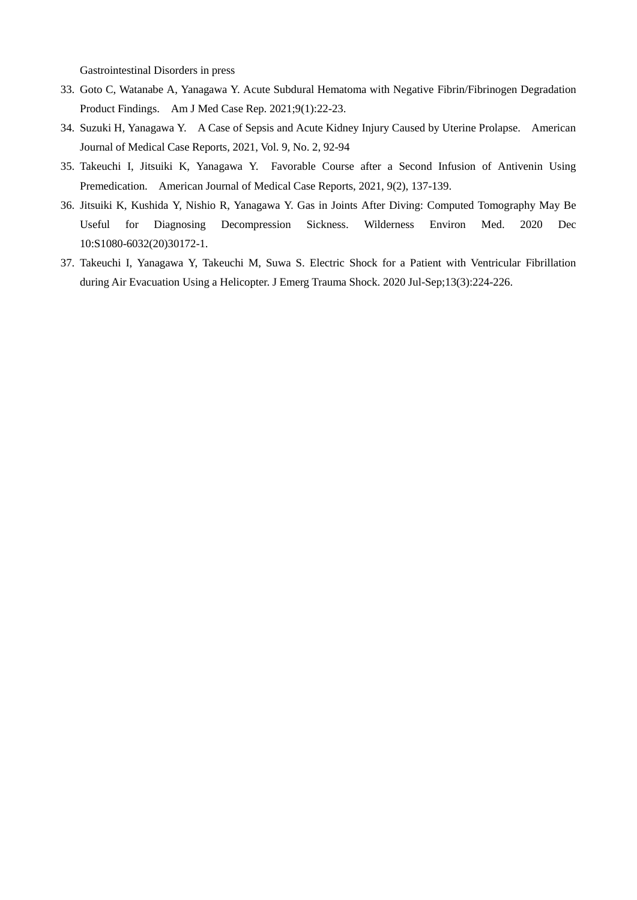Gastrointestinal Disorders in press

33. Goto C, Watanabe A, Yanagawa Y. Acute Subdural Hematoma with Negative Fibrin/Fibrinogen Degradation Product Findings.  Am J Med Case Rep. 2021;9(1):22-23.
34. Suzuki H, Yanagawa Y.  A Case of Sepsis and Acute Kidney Injury Caused by Uterine Prolapse.  American Journal of Medical Case Reports, 2021, Vol. 9, No. 2, 92-94
35. Takeuchi I, Jitsuiki K, Yanagawa Y.  Favorable Course after a Second Infusion of Antivenin Using Premedication.  American Journal of Medical Case Reports, 2021, 9(2), 137-139.
36. Jitsuiki K, Kushida Y, Nishio R, Yanagawa Y. Gas in Joints After Diving: Computed Tomography May Be Useful for Diagnosing Decompression Sickness. Wilderness Environ Med. 2020 Dec 10:S1080-6032(20)30172-1.
37. Takeuchi I, Yanagawa Y, Takeuchi M, Suwa S. Electric Shock for a Patient with Ventricular Fibrillation during Air Evacuation Using a Helicopter. J Emerg Trauma Shock. 2020 Jul-Sep;13(3):224-226.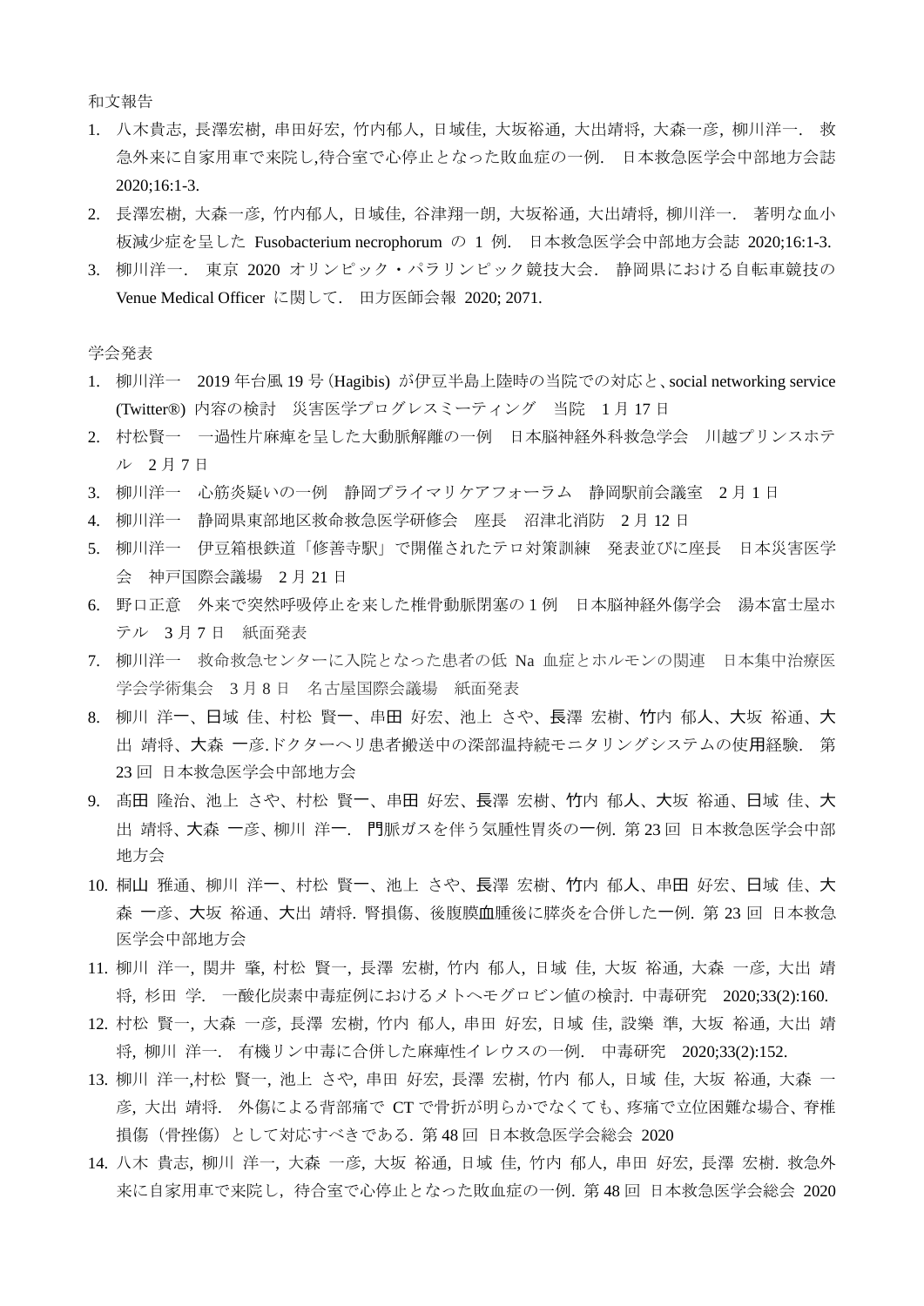和文報告

1. 八木貴志, 長澤宏樹, 串田好宏, 竹内郁人, 日域佳, 大坂裕通, 大出靖将, 大森一彦, 柳川洋一. 救急外来に自家用車で来院し,待合室で心停止となった敗血症の一例. 日本救急医学会中部地方会誌 2020;16:1-3.
2. 長澤宏樹, 大森一彦, 竹内郁人, 日域佳, 谷津翔一朗, 大坂裕通, 大出靖将, 柳川洋一. 著明な血小板減少症を呈した Fusobacterium necrophorum の 1 例. 日本救急医学会中部地方会誌 2020;16:1-3.
3. 柳川洋一. 東京 2020 オリンピック・パラリンピック競技大会. 静岡県における自転車競技の Venue Medical Officer に関して. 田方医師会報 2020; 2071.

学会発表

1. 柳川洋一　2019 年台風 19 号 (Hagibis) が伊豆半島上陸時の当院での対応と、social networking service (Twitter®) 内容の検討　災害医学プログレスミーティング　当院　1 月 17 日
2. 村松賢一　一過性片麻痺を呈した大動脈解離の一例　日本脳神経外科救急学会　川越プリンスホテル　2 月 7 日
3. 柳川洋一　心筋炎疑いの一例　静岡プライマリケアフォーラム　静岡駅前会議室　2 月 1 日
4. 柳川洋一　静岡県東部地区救命救急医学研修会　座長　沼津北消防　2 月 12 日
5. 柳川洋一　伊豆箱根鉄道「修善寺駅」で開催されたテロ対策訓練　発表並びに座長　日本災害医学会　神戸国際会議場　2 月 21 日
6. 野口正意　外来で突然呼吸停止を来した椎骨動脈閉塞の 1 例　日本脳神経外傷学会　湯本富士屋ホテル　3 月 7 日　紙面発表
7. 柳川洋一　救命救急センターに入院となった患者の低 Na 血症とホルモンの関連　日本集中治療医学会学術集会　3 月 8 日　名古屋国際会議場　紙面発表
8. 柳川 洋一、日域 佳、村松 賢一、串田 好宏、池上 さや、長澤 宏樹、竹内 郁人、大坂 裕通、大出 靖将、大森 一彦.ドクターヘリ患者搬送中の深部温持続モニタリングシステムの使用経験. 第 23 回 日本救急医学会中部地方会
9. 髙田 隆治、池上 さや、村松 賢一、串田 好宏、長澤 宏樹、竹内 郁人、大坂 裕通、日域 佳、大出 靖将、大森 一彦、柳川 洋一. 門脈ガスを伴う気腫性胃炎の一例. 第 23 回 日本救急医学会中部地方会
10. 桐山 雅通、柳川 洋一、村松 賢一、池上 さや、長澤 宏樹、竹内 郁人、串田 好宏、日域 佳、大森 一彦、大坂 裕通、大出 靖将. 腎損傷、後腹膜血腫後に膵炎を合併した一例. 第 23 回 日本救急医学会中部地方会
11. 柳川 洋一, 関井 肇, 村松 賢一, 長澤 宏樹, 竹内 郁人, 日域 佳, 大坂 裕通, 大森 一彦, 大出 靖将, 杉田 学. 一酸化炭素中毒症例におけるメトヘモグロビン値の検討. 中毒研究　2020;33(2):160.
12. 村松 賢一, 大森 一彦, 長澤 宏樹, 竹内 郁人, 串田 好宏, 日域 佳, 設樂 準, 大坂 裕通, 大出 靖将, 柳川 洋一. 有機リン中毒に合併した麻痺性イレウスの一例. 中毒研究　2020;33(2):152.
13. 柳川 洋一,村松 賢一, 池上 さや, 串田 好宏, 長澤 宏樹, 竹内 郁人, 日域 佳, 大坂 裕通, 大森 一彦, 大出 靖将. 外傷による背部痛で CT で骨折が明らかでなくても、疼痛で立位困難な場合、脊椎損傷（骨挫傷）として対応すべきである. 第 48 回 日本救急医学会総会 2020
14. 八木 貴志, 柳川 洋一, 大森 一彦, 大坂 裕通, 日域 佳, 竹内 郁人, 串田 好宏, 長澤 宏樹. 救急外来に自家用車で来院し，待合室で心停止となった敗血症の一例. 第 48 回 日本救急医学会総会 2020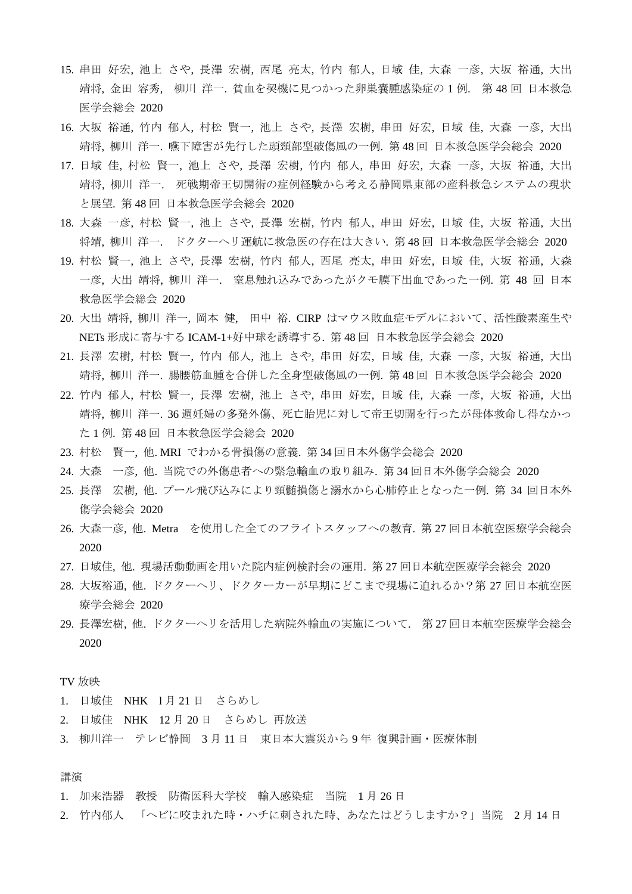15. 串田 好宏, 池上 さや, 長澤 宏樹, 西尾 亮太, 竹内 郁人, 日域 佳, 大森 一彦, 大坂 裕通, 大出 靖将, 金田 容秀, 柳川 洋一. 貧血を契機に見つかった卵巣嚢腫感染症の 1 例. 第 48 回 日本救急医学会総会 2020
16. 大坂 裕通, 竹内 郁人, 村松 賢一, 池上 さや, 長澤 宏樹, 串田 好宏, 日域 佳, 大森 一彦, 大出 靖将, 柳川 洋一. 嚥下障害が先行した頭頸部型破傷風の一例. 第 48 回 日本救急医学会総会 2020
17. 日域 佳, 村松 賢一, 池上 さや, 長澤 宏樹, 竹内 郁人, 串田 好宏, 大森 一彦, 大坂 裕通, 大出 靖将, 柳川 洋一. 死戦期帝王切開術の症例経験から考える静岡県東部の産科救急システムの現状と展望. 第 48 回 日本救急医学会総会 2020
18. 大森 一彦, 村松 賢一, 池上 さや, 長澤 宏樹, 竹内 郁人, 串田 好宏, 日域 佳, 大坂 裕通, 大出 将靖, 柳川 洋一. ドクターヘリ運航に救急医の存在は大きい. 第 48 回 日本救急医学会総会 2020
19. 村松 賢一, 池上 さや, 長澤 宏樹, 竹内 郁人, 西尾 亮太, 串田 好宏, 日域 佳, 大坂 裕通, 大森 一彦, 大出 靖将, 柳川 洋一. 窒息触れ込みであったがクモ膜下出血であった一例. 第 48 回 日本救急医学会総会 2020
20. 大出 靖将, 柳川 洋一, 岡本 健, 田中 裕. CIRP はマウス敗血症モデルにおいて、活性酸素産生や NETs 形成に寄与する ICAM-1+好中球を誘導する. 第 48 回 日本救急医学会総会 2020
21. 長澤 宏樹, 村松 賢一, 竹内 郁人, 池上 さや, 串田 好宏, 日域 佳, 大森 一彦, 大坂 裕通, 大出 靖将, 柳川 洋一. 腸腰筋血腫を合併した全身型破傷風の一例. 第 48 回 日本救急医学会総会 2020
22. 竹内 郁人, 村松 賢一, 長澤 宏樹, 池上 さや, 串田 好宏, 日域 佳, 大森 一彦, 大坂 裕通, 大出 靖将, 柳川 洋一. 36 週妊婦の多発外傷、死亡胎児に対して帝王切開を行ったが母体救命し得なかった 1 例. 第 48 回 日本救急医学会総会 2020
23. 村松 賢一, 他. MRI でわかる骨損傷の意義. 第 34 回日本外傷学会総会 2020
24. 大森 一彦, 他. 当院での外傷患者への緊急輸血の取り組み. 第 34 回日本外傷学会総会 2020
25. 長澤 宏樹, 他. プール飛び込みにより頸髄損傷と溺水から心肺停止となった一例. 第 34 回日本外傷学会総会 2020
26. 大森一彦, 他. Metra を使用した全てのフライトスタッフへの教育. 第 27 回日本航空医療学会総会 2020
27. 日域佳, 他. 現場活動動画を用いた院内症例検討会の運用. 第 27 回日本航空医療学会総会 2020
28. 大坂裕通, 他. ドクターヘリ、ドクターカーが早期にどこまで現場に迫れるか？第 27 回日本航空医療学会総会 2020
29. 長澤宏樹, 他. ドクターヘリを活用した病院外輸血の実施について. 第 27 回日本航空医療学会総会 2020

TV 放映

1. 日域佳 NHK 1 月 21 日 さらめし
2. 日域佳 NHK 12 月 20 日 さらめし 再放送
3. 柳川洋一 テレビ静岡 3 月 11 日 東日本大震災から 9 年 復興計画・医療体制

講演

1. 加来浩器 教授 防衛医科大学校 輸入感染症 当院 1 月 26 日
2. 竹内郁人 「ヘビに咬まれた時・ハチに刺された時、あなたはどうしますか？」当院 2 月 14 日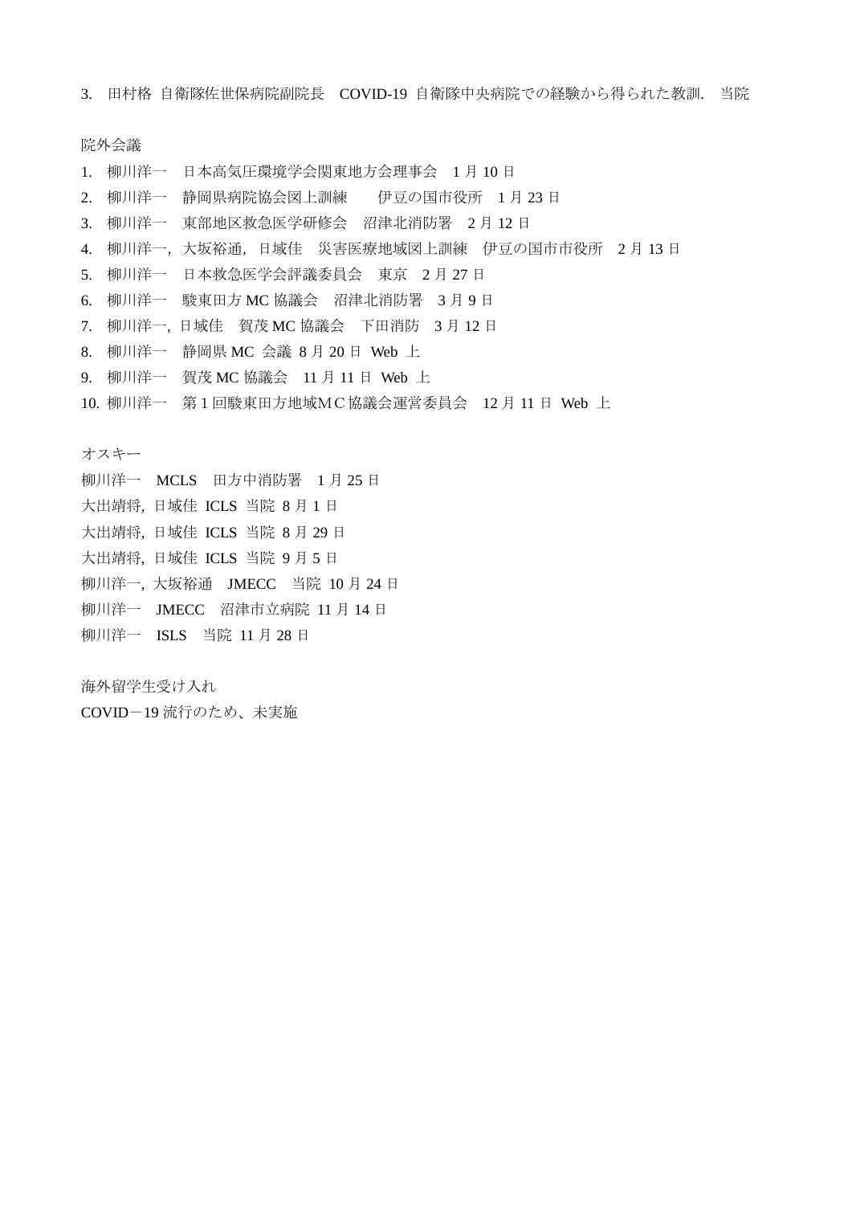3. 田村格 自衛隊佐世保病院副院長　COVID-19 自衛隊中央病院での経験から得られた教訓.　当院

院外会議

1. 柳川洋一　日本高気圧環境学会関東地方会理事会　1 月 10 日
2. 柳川洋一　静岡県病院協会図上訓練　　伊豆の国市役所　1 月 23 日
3. 柳川洋一　東部地区救急医学研修会　沼津北消防署　2 月 12 日
4. 柳川洋一，大坂裕通，日域佳　災害医療地域図上訓練　伊豆の国市市役所　2 月 13 日
5. 柳川洋一　日本救急医学会評議委員会　東京　2 月 27 日
6. 柳川洋一　駿東田方 MC 協議会　沼津北消防署　3 月 9 日
7. 柳川洋一, 日域佳　賀茂 MC 協議会　下田消防　3 月 12 日
8. 柳川洋一　静岡県 MC 会議 8 月 20 日 Web 上
9. 柳川洋一　賀茂 MC 協議会　11 月 11 日 Web 上
10. 柳川洋一　第 1 回駿東田方地域ＭＣ協議会運営委員会　12 月 11 日 Web 上

オスキー

柳川洋一　MCLS　田方中消防署　1 月 25 日
大出靖将, 日域佳 ICLS 当院 8 月 1 日
大出靖将, 日域佳 ICLS 当院 8 月 29 日
大出靖将, 日域佳 ICLS 当院 9 月 5 日
柳川洋一, 大坂裕通　JMECC　当院 10 月 24 日
柳川洋一　JMECC　沼津市立病院 11 月 14 日
柳川洋一　ISLS　当院 11 月 28 日

海外留学生受け入れ

COVID－19 流行のため、未実施